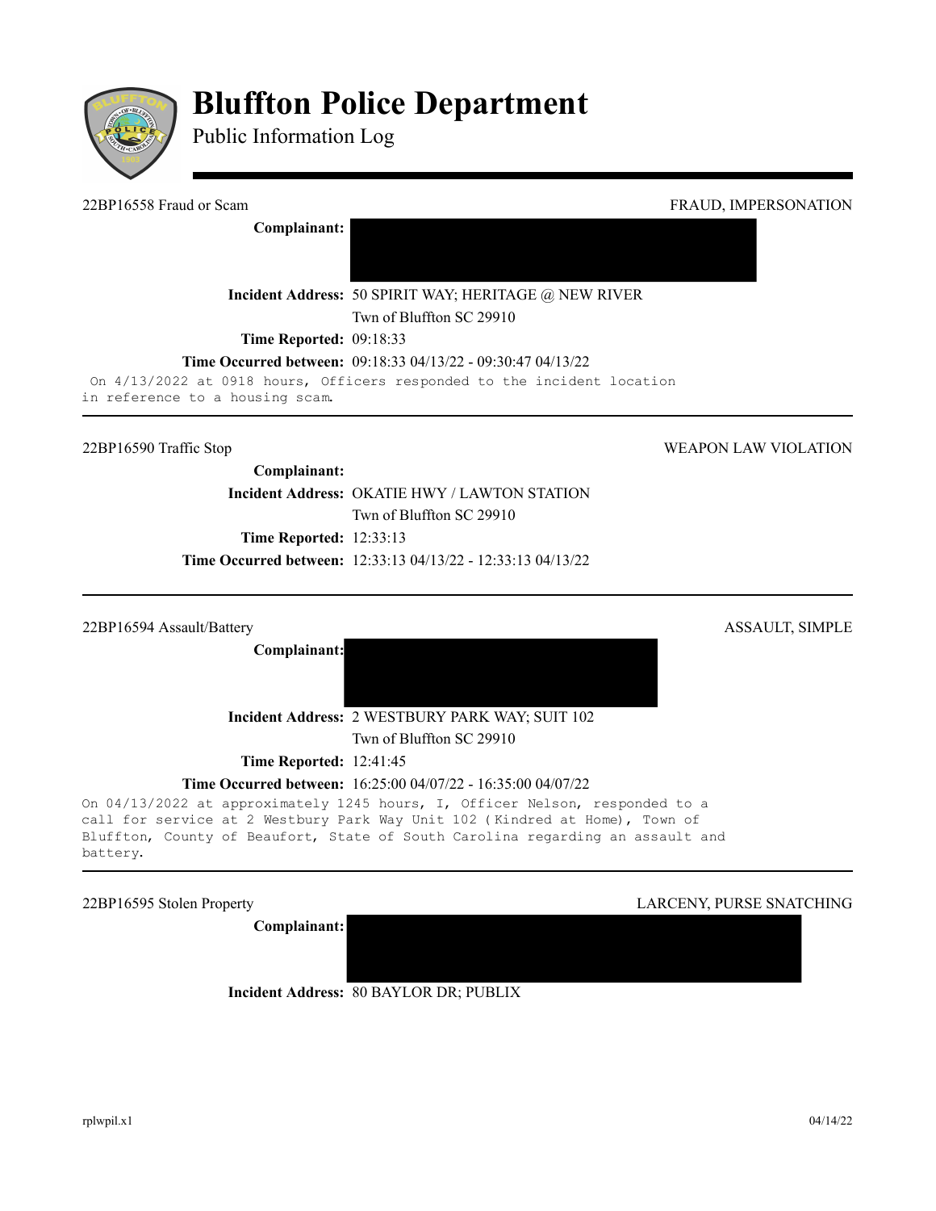# Bluffton Police Department

Public Information Log

---

22BP16558 Fraud or Scam — FRAUD, IMPERSONATION

**Complainant:**

**Incident Address:** 50 SPIRIT WAY; HERITAGE @ NEW RIVER
Twn of Bluffton SC 29910

**Time Reported:** 09:18:33

**Time Occurred between:** 09:18:33 04/13/22 - 09:30:47 04/13/22

On 4/13/2022 at 0918 hours, Officers responded to the incident location in reference to a housing scam.

---

22BP16590 Traffic Stop — WEAPON LAW VIOLATION

**Complainant:**

**Incident Address:** OKATIE HWY / LAWTON STATION
Twn of Bluffton SC 29910

**Time Reported:** 12:33:13

**Time Occurred between:** 12:33:13 04/13/22 - 12:33:13 04/13/22

---

22BP16594 Assault/Battery — ASSAULT, SIMPLE

**Complainant:**

**Incident Address:** 2 WESTBURY PARK WAY; SUIT 102
Twn of Bluffton SC 29910

**Time Reported:** 12:41:45

**Time Occurred between:** 16:25:00 04/07/22 - 16:35:00 04/07/22

On 04/13/2022 at approximately 1245 hours, I, Officer Nelson, responded to a call for service at 2 Westbury Park Way Unit 102 (Kindred at Home), Town of Bluffton, County of Beaufort, State of South Carolina regarding an assault and battery.

---

22BP16595 Stolen Property — LARCENY, PURSE SNATCHING

**Complainant:**

**Incident Address:** 80 BAYLOR DR; PUBLIX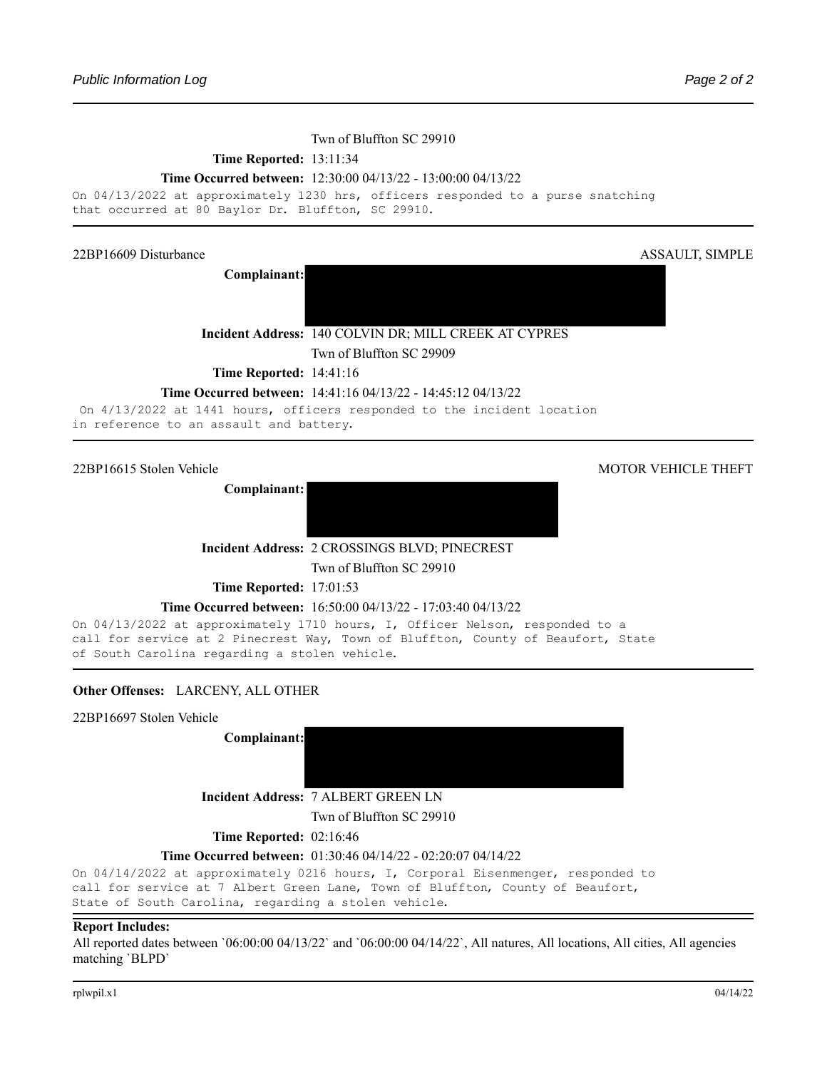Twn of Bluffton SC 29910

**Time Reported:** 13:11:34

**Time Occurred between:** 12:30:00 04/13/22 - 13:00:00 04/13/22

On 04/13/2022 at approximately 1230 hrs, officers responded to a purse snatching that occurred at 80 Baylor Dr. Bluffton, SC 29910.

---

22BP16609 Disturbance — ASSAULT, SIMPLE

**Complainant:** [REDACTED]

**Incident Address:** 140 COLVIN DR; MILL CREEK AT CYPRES

Twn of Bluffton SC 29909

**Time Reported:** 14:41:16

**Time Occurred between:** 14:41:16 04/13/22 - 14:45:12 04/13/22

On 4/13/2022 at 1441 hours, officers responded to the incident location in reference to an assault and battery.

---

22BP16615 Stolen Vehicle — MOTOR VEHICLE THEFT

**Complainant:** [REDACTED]

**Incident Address:** 2 CROSSINGS BLVD; PINECREST

Twn of Bluffton SC 29910

**Time Reported:** 17:01:53

**Time Occurred between:** 16:50:00 04/13/22 - 17:03:40 04/13/22

On 04/13/2022 at approximately 1710 hours, I, Officer Nelson, responded to a call for service at 2 Pinecrest Way, Town of Bluffton, County of Beaufort, State of South Carolina regarding a stolen vehicle.

---

**Other Offenses:** LARCENY, ALL OTHER

22BP16697 Stolen Vehicle

**Complainant:** [REDACTED]

**Incident Address:** 7 ALBERT GREEN LN

Twn of Bluffton SC 29910

**Time Reported:** 02:16:46

**Time Occurred between:** 01:30:46 04/14/22 - 02:20:07 04/14/22

On 04/14/2022 at approximately 0216 hours, I, Corporal Eisenmenger, responded to call for service at 7 Albert Green Lane, Town of Bluffton, County of Beaufort, State of South Carolina, regarding a stolen vehicle.

---

**Report Includes:**

All reported dates between `06:00:00 04/13/22` and `06:00:00 04/14/22`, All natures, All locations, All cities, All agencies matching `BLPD`